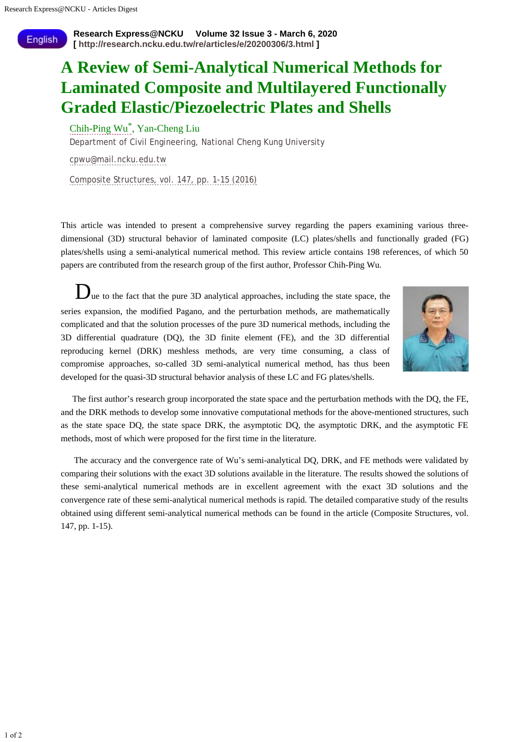English

**Research Express@NCKU Volume 32 Issue 3 - March 6, 2020**
**[ http://research.ncku.edu.tw/re/articles/e/20200306/3.html ]**

# A Review of Semi-Analytical Numerical Methods for Laminated Composite and Multilayered Functionally Graded Elastic/Piezoelectric Plates and Shells

Chih-Ping Wu*, Yan-Cheng Liu

Department of Civil Engineering, National Cheng Kung University

cpwu@mail.ncku.edu.tw

Composite Structures, vol. 147, pp. 1-15 (2016)

This article was intended to present a comprehensive survey regarding the papers examining various three-dimensional (3D) structural behavior of laminated composite (LC) plates/shells and functionally graded (FG) plates/shells using a semi-analytical numerical method. This review article contains 198 references, of which 50 papers are contributed from the research group of the first author, Professor Chih-Ping Wu.

Due to the fact that the pure 3D analytical approaches, including the state space, the series expansion, the modified Pagano, and the perturbation methods, are mathematically complicated and that the solution processes of the pure 3D numerical methods, including the 3D differential quadrature (DQ), the 3D finite element (FE), and the 3D differential reproducing kernel (DRK) meshless methods, are very time consuming, a class of compromise approaches, so-called 3D semi-analytical numerical method, has thus been developed for the quasi-3D structural behavior analysis of these LC and FG plates/shells.

The first author's research group incorporated the state space and the perturbation methods with the DQ, the FE, and the DRK methods to develop some innovative computational methods for the above-mentioned structures, such as the state space DQ, the state space DRK, the asymptotic DQ, the asymptotic DRK, and the asymptotic FE methods, most of which were proposed for the first time in the literature.

The accuracy and the convergence rate of Wu's semi-analytical DQ, DRK, and FE methods were validated by comparing their solutions with the exact 3D solutions available in the literature. The results showed the solutions of these semi-analytical numerical methods are in excellent agreement with the exact 3D solutions and the convergence rate of these semi-analytical numerical methods is rapid. The detailed comparative study of the results obtained using different semi-analytical numerical methods can be found in the article (Composite Structures, vol. 147, pp. 1-15).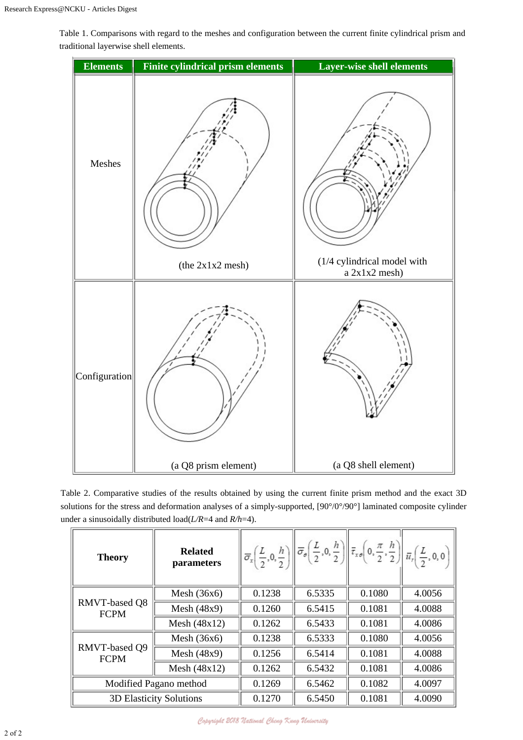Table 1. Comparisons with regard to the meshes and configuration between the current finite cylindrical prism and traditional layerwise shell elements.

| Elements | Finite cylindrical prism elements | Layer-wise shell elements |
|---|---|---|
| Meshes | (the 2x1x2 mesh) | (1/4 cylindrical model with a 2x1x2 mesh) |
| Configuration | (a Q8 prism element) | (a Q8 shell element) |

Table 2. Comparative studies of the results obtained by using the current finite prism method and the exact 3D solutions for the stress and deformation analyses of a simply-supported, [90°/0°/90°] laminated composite cylinder under a sinusoidally distributed load(*L/R*=4 and *R/h*=4).

| Theory | Related parameters | $\bar{\sigma}_x\left(\frac{L}{2},0,\frac{h}{2}\right)$ | $\bar{\sigma}_\theta\left(\frac{L}{2},0,\frac{h}{2}\right)$ | $\bar{\tau}_{x\theta}\left(0,\frac{\pi}{2},\frac{h}{2}\right)$ | $\bar{u}_r\left(\frac{L}{2},0,0\right)$ |
|---|---|---|---|---|---|
| RMVT-based Q8 FCPM | Mesh (36x6) | 0.1238 | 6.5335 | 0.1080 | 4.0056 |
| | Mesh (48x9) | 0.1260 | 6.5415 | 0.1081 | 4.0088 |
| | Mesh (48x12) | 0.1262 | 6.5433 | 0.1081 | 4.0086 |
| RMVT-based Q9 FCPM | Mesh (36x6) | 0.1238 | 6.5333 | 0.1080 | 4.0056 |
| | Mesh (48x9) | 0.1256 | 6.5414 | 0.1081 | 4.0088 |
| | Mesh (48x12) | 0.1262 | 6.5432 | 0.1081 | 4.0086 |
| Modified Pagano method | | 0.1269 | 6.5462 | 0.1082 | 4.0097 |
| 3D Elasticity Solutions | | 0.1270 | 6.5450 | 0.1081 | 4.0090 |